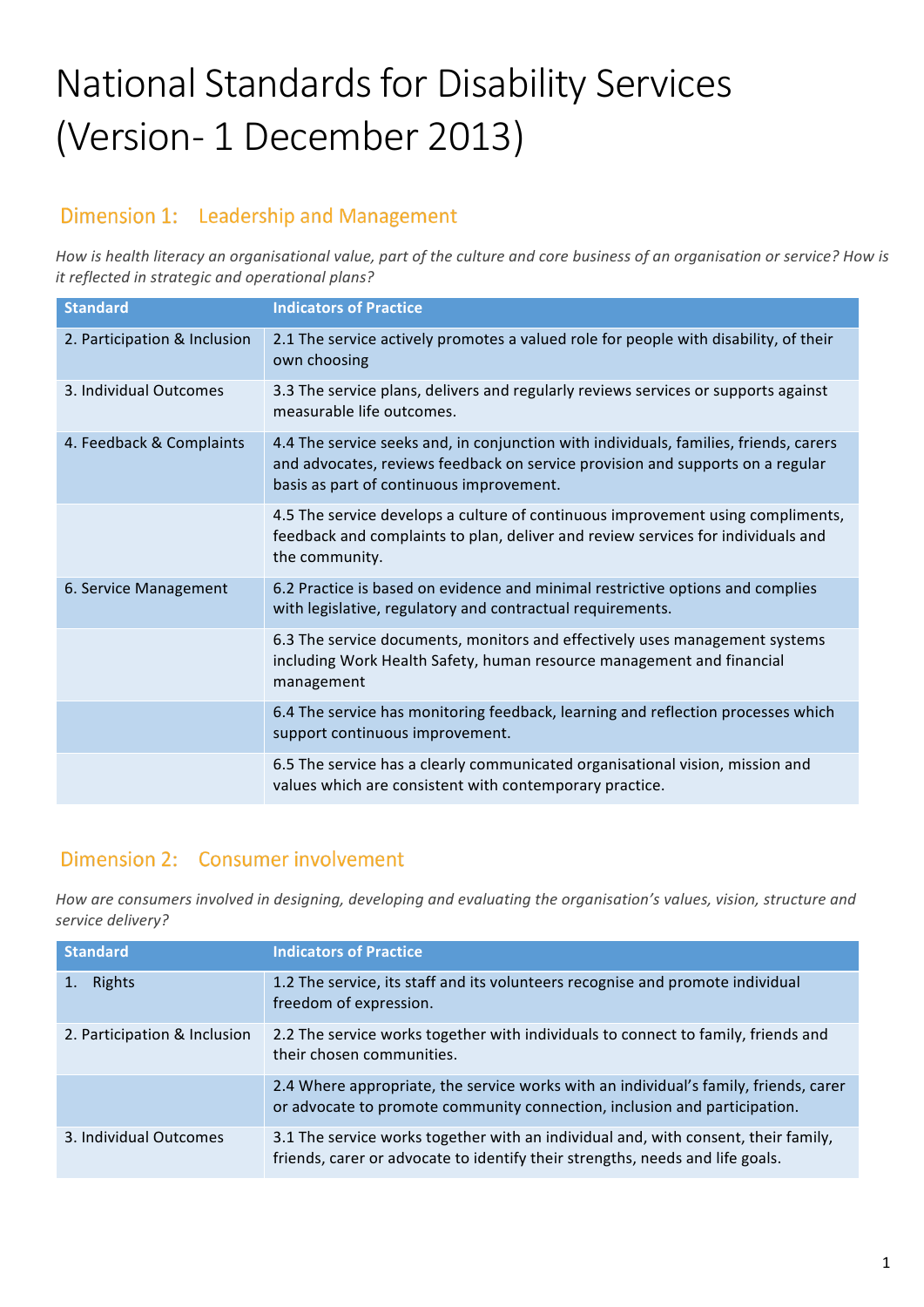# National Standards for Disability Services (Version- 1 December 2013)

## Dimension 1: Leadership and Management

*How is health literacy an organisational value, part of the culture and core business of an organisation or service? How is it reflected in strategic and operational plans?*

| Standard | Indicators of Practice |
| --- | --- |
| 2. Participation & Inclusion | 2.1 The service actively promotes a valued role for people with disability, of their own choosing |
| 3. Individual Outcomes | 3.3 The service plans, delivers and regularly reviews services or supports against measurable life outcomes. |
| 4. Feedback & Complaints | 4.4 The service seeks and, in conjunction with individuals, families, friends, carers and advocates, reviews feedback on service provision and supports on a regular basis as part of continuous improvement. |
| | 4.5 The service develops a culture of continuous improvement using compliments, feedback and complaints to plan, deliver and review services for individuals and the community. |
| 6. Service Management | 6.2 Practice is based on evidence and minimal restrictive options and complies with legislative, regulatory and contractual requirements. |
| | 6.3 The service documents, monitors and effectively uses management systems including Work Health Safety, human resource management and financial management |
| | 6.4 The service has monitoring feedback, learning and reflection processes which support continuous improvement. |
| | 6.5 The service has a clearly communicated organisational vision, mission and values which are consistent with contemporary practice. |

## Dimension 2: Consumer involvement

*How are consumers involved in designing, developing and evaluating the organisation's values, vision, structure and service delivery?*

| Standard | Indicators of Practice |
| --- | --- |
| 1. Rights | 1.2 The service, its staff and its volunteers recognise and promote individual freedom of expression. |
| 2. Participation & Inclusion | 2.2 The service works together with individuals to connect to family, friends and their chosen communities. |
| | 2.4 Where appropriate, the service works with an individual's family, friends, carer or advocate to promote community connection, inclusion and participation. |
| 3. Individual Outcomes | 3.1 The service works together with an individual and, with consent, their family, friends, carer or advocate to identify their strengths, needs and life goals. |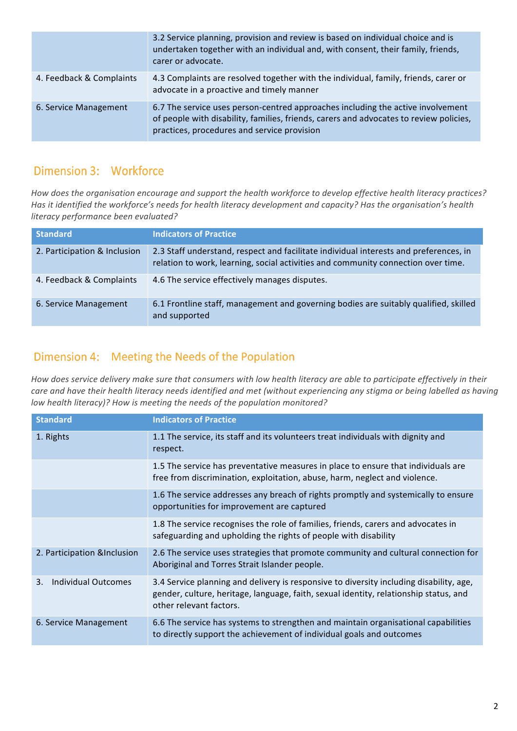| | |
|---|---|
| | 3.2 Service planning, provision and review is based on individual choice and is undertaken together with an individual and, with consent, their family, friends, carer or advocate. |
| 4. Feedback & Complaints | 4.3 Complaints are resolved together with the individual, family, friends, carer or advocate in a proactive and timely manner |
| 6. Service Management | 6.7 The service uses person-centred approaches including the active involvement of people with disability, families, friends, carers and advocates to review policies, practices, procedures and service provision |

## Dimension 3: Workforce

*How does the organisation encourage and support the health workforce to develop effective health literacy practices? Has it identified the workforce's needs for health literacy development and capacity? Has the organisation's health literacy performance been evaluated?*

| Standard | Indicators of Practice |
|---|---|
| 2. Participation & Inclusion | 2.3 Staff understand, respect and facilitate individual interests and preferences, in relation to work, learning, social activities and community connection over time. |
| 4. Feedback & Complaints | 4.6 The service effectively manages disputes. |
| 6. Service Management | 6.1 Frontline staff, management and governing bodies are suitably qualified, skilled and supported |

## Dimension 4: Meeting the Needs of the Population

*How does service delivery make sure that consumers with low health literacy are able to participate effectively in their care and have their health literacy needs identified and met (without experiencing any stigma or being labelled as having low health literacy)? How is meeting the needs of the population monitored?*

| Standard | Indicators of Practice |
|---|---|
| 1. Rights | 1.1 The service, its staff and its volunteers treat individuals with dignity and respect. |
| | 1.5 The service has preventative measures in place to ensure that individuals are free from discrimination, exploitation, abuse, harm, neglect and violence. |
| | 1.6 The service addresses any breach of rights promptly and systemically to ensure opportunities for improvement are captured |
| | 1.8 The service recognises the role of families, friends, carers and advocates in safeguarding and upholding the rights of people with disability |
| 2. Participation &Inclusion | 2.6 The service uses strategies that promote community and cultural connection for Aboriginal and Torres Strait Islander people. |
| 3. Individual Outcomes | 3.4 Service planning and delivery is responsive to diversity including disability, age, gender, culture, heritage, language, faith, sexual identity, relationship status, and other relevant factors. |
| 6. Service Management | 6.6 The service has systems to strengthen and maintain organisational capabilities to directly support the achievement of individual goals and outcomes |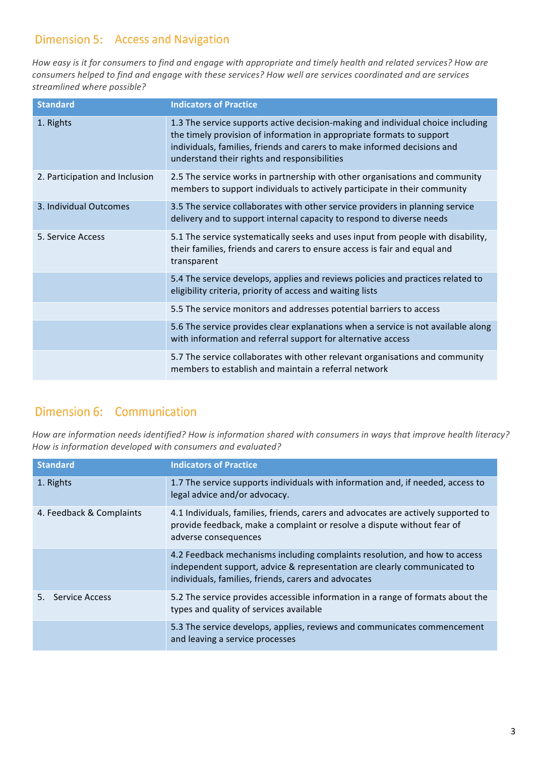## Dimension 5: Access and Navigation

*How easy is it for consumers to find and engage with appropriate and timely health and related services? How are consumers helped to find and engage with these services? How well are services coordinated and are services streamlined where possible?*

| Standard | Indicators of Practice |
|---|---|
| 1. Rights | 1.3 The service supports active decision-making and individual choice including the timely provision of information in appropriate formats to support individuals, families, friends and carers to make informed decisions and understand their rights and responsibilities |
| 2. Participation and Inclusion | 2.5 The service works in partnership with other organisations and community members to support individuals to actively participate in their community |
| 3. Individual Outcomes | 3.5 The service collaborates with other service providers in planning service delivery and to support internal capacity to respond to diverse needs |
| 5. Service Access | 5.1 The service systematically seeks and uses input from people with disability, their families, friends and carers to ensure access is fair and equal and transparent |
| | 5.4 The service develops, applies and reviews policies and practices related to eligibility criteria, priority of access and waiting lists |
| | 5.5 The service monitors and addresses potential barriers to access |
| | 5.6 The service provides clear explanations when a service is not available along with information and referral support for alternative access |
| | 5.7 The service collaborates with other relevant organisations and community members to establish and maintain a referral network |

## Dimension 6: Communication

*How are information needs identified? How is information shared with consumers in ways that improve health literacy? How is information developed with consumers and evaluated?*

| Standard | Indicators of Practice |
|---|---|
| 1. Rights | 1.7 The service supports individuals with information and, if needed, access to legal advice and/or advocacy. |
| 4. Feedback & Complaints | 4.1 Individuals, families, friends, carers and advocates are actively supported to provide feedback, make a complaint or resolve a dispute without fear of adverse consequences |
| | 4.2 Feedback mechanisms including complaints resolution, and how to access independent support, advice & representation are clearly communicated to individuals, families, friends, carers and advocates |
| 5. Service Access | 5.2 The service provides accessible information in a range of formats about the types and quality of services available |
| | 5.3 The service develops, applies, reviews and communicates commencement and leaving a service processes |